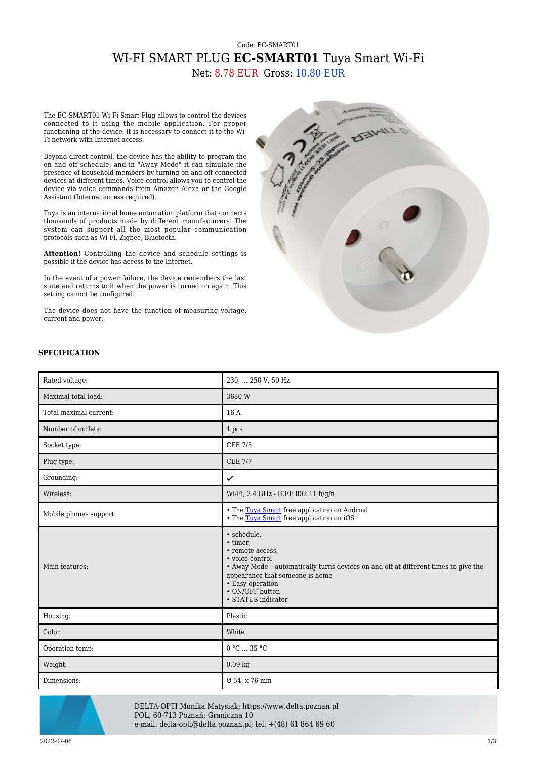Code: EC-SMART01

# WI-FI SMART PLUG **EC-SMART01** Tuya Smart Wi-Fi

Net: 8.78 EUR Gross: 10.80 EUR

The EC-SMART01 Wi-Fi Smart Plug allows to control the devices connected to it using the mobile application. For proper functioning of the device, it is necessary to connect it to the Wi-Fi network with Internet access.

Beyond direct control, the device has the ability to program the on and off schedule, and in "Away Mode" it can simulate the presence of household members by turning on and off connected devices at different times. Voice control allows you to control the device via voice commands from Amazon Alexa or the Google Assistant (Internet access required).

Tuya is an international home automation platform that connects thousands of products made by different manufacturers. The system can support all the most popular communication protocols such as Wi-Fi, Zigbee, Bluetooth.

**Attention!** Controlling the device and schedule settings is possible if the device has access to the Internet.

In the event of a power failure, the device remembers the last state and returns to it when the power is turned on again. This setting cannot be configured.

The device does not have the function of measuring voltage, current and power.

### SPECIFICATION

| | |
|---|---|
| Rated voltage: | 230 ... 250 V, 50 Hz |
| Maximal total load: | 3680 W |
| Total maximal current: | 16 A |
| Number of outlets: | 1 pcs |
| Socket type: | CEE 7/5 |
| Plug type: | CEE 7/7 |
| Grounding: | ✔ |
| Wireless: | Wi-Fi, 2.4 GHz - IEEE 802.11 b/g/n |
| Mobile phones support: | • The Tuya Smart free application on Android<br>• The Tuya Smart free application on iOS |
| Main features: | • schedule,<br>• timer,<br>• remote access,<br>• voice control<br>• Away Mode – automatically turns devices on and off at different times to give the appearance that someone is home<br>• Easy operation<br>• ON/OFF button<br>• STATUS indicator |
| Housing: | Plastic |
| Color: | White |
| Operation temp: | 0 °C ... 35 °C |
| Weight: | 0.09 kg |
| Dimensions: | Ø 54 x 76 mm |

DELTA-OPTI Monika Matysiak; https://www.delta.poznan.pl
POL; 60-713 Poznań; Graniczna 10
e-mail: delta-opti@delta.poznan.pl; tel: +(48) 61 864 69 60

2022-07-06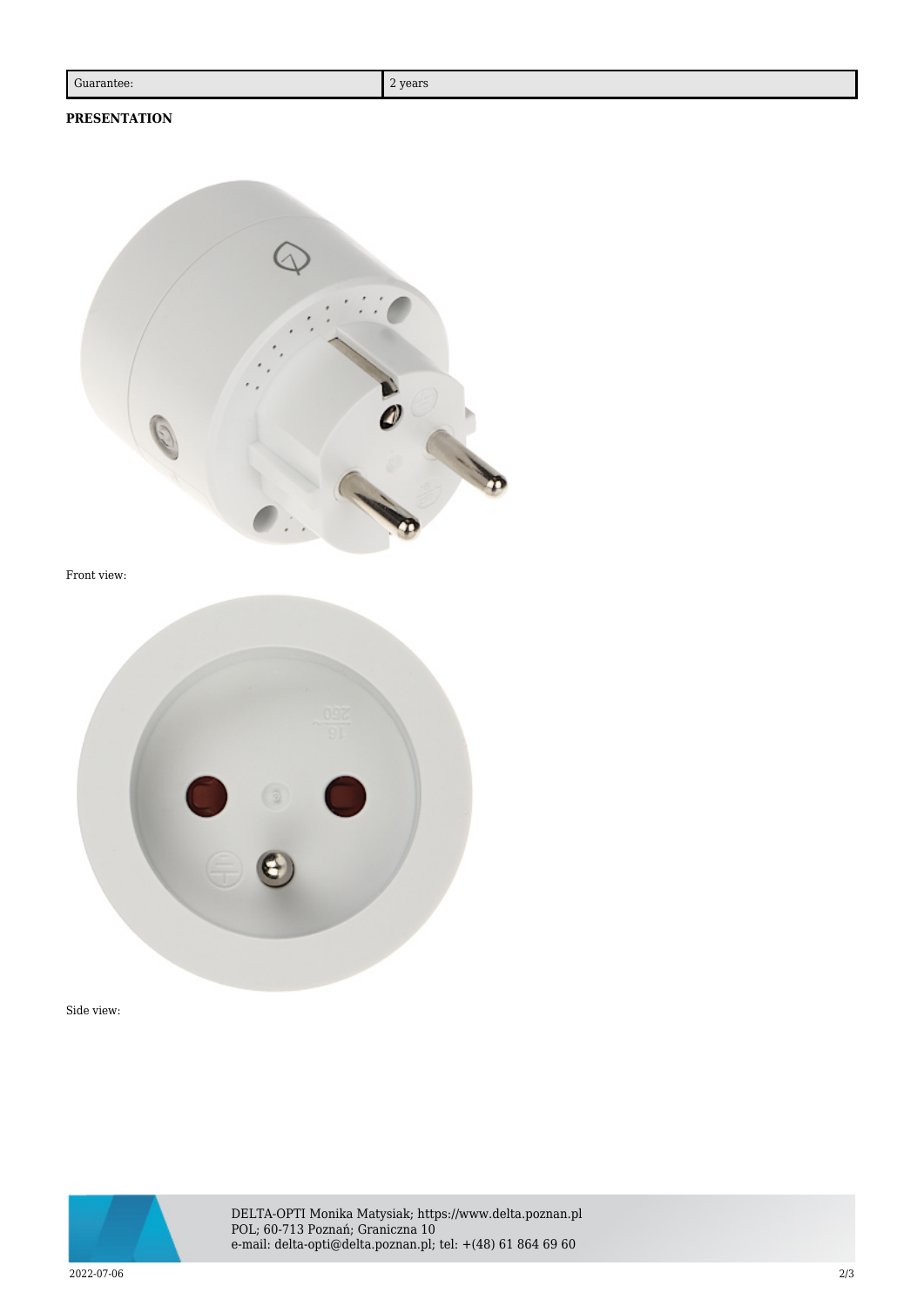| Guarantee: | 2 years |
| --- | --- |

**PRESENTATION**

Front view:

Side view: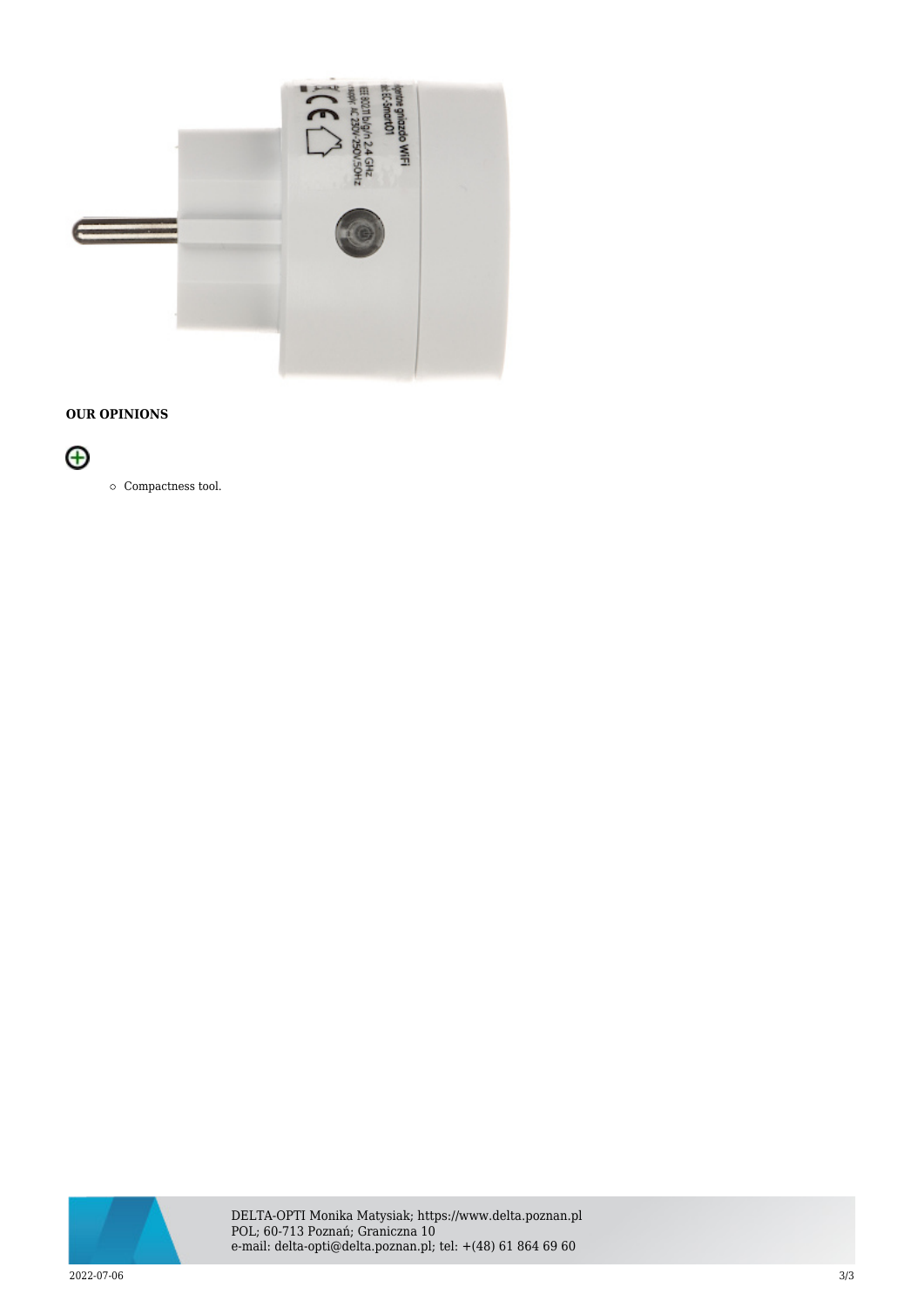**OUR OPINIONS**

⊕

- Compactness tool.

DELTA-OPTI Monika Matysiak; https://www.delta.poznan.pl
POL; 60-713 Poznań; Graniczna 10
e-mail: delta-opti@delta.poznan.pl; tel: +(48) 61 864 69 60

2022-07-06